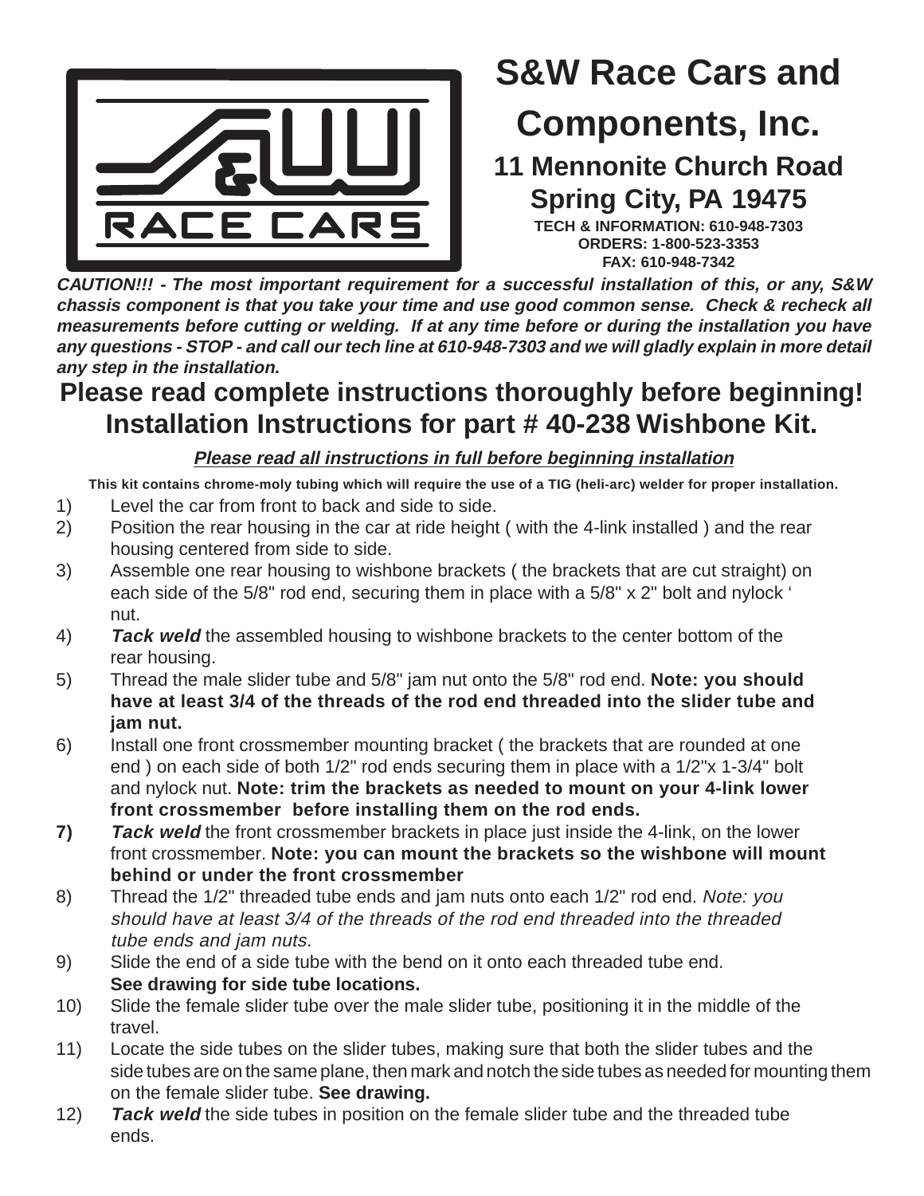# S&W Race Cars and Components, Inc.

## 11 Mennonite Church Road
## Spring City, PA 19475

**TECH & INFORMATION: 610-948-7303**
**ORDERS: 1-800-523-3353**
**FAX: 610-948-7342**

***CAUTION!!! - The most important requirement for a successful installation of this, or any, S&W chassis component is that you take your time and use good common sense. Check & recheck all measurements before cutting or welding. If at any time before or during the installation you have any questions - STOP - and call our tech line at 610-948-7303 and we will gladly explain in more detail any step in the installation.***

## Please read complete instructions thoroughly before beginning!
## Installation Instructions for part # 40-238 Wishbone Kit.

***Please read all instructions in full before beginning installation***

**This kit contains chrome-moly tubing which will require the use of a TIG (heli-arc) welder for proper installation.**

1) Level the car from front to back and side to side.
2) Position the rear housing in the car at ride height ( with the 4-link installed ) and the rear housing centered from side to side.
3) Assemble one rear housing to wishbone brackets ( the brackets that are cut straight) on each side of the 5/8" rod end, securing them in place with a 5/8" x 2" bolt and nylock ' nut.
4) ***Tack weld*** the assembled housing to wishbone brackets to the center bottom of the rear housing.
5) Thread the male slider tube and 5/8" jam nut onto the 5/8" rod end. **Note: you should have at least 3/4 of the threads of the rod end threaded into the slider tube and jam nut.**
6) Install one front crossmember mounting bracket ( the brackets that are rounded at one end ) on each side of both 1/2" rod ends securing them in place with a 1/2"x 1-3/4" bolt and nylock nut. **Note: trim the brackets as needed to mount on your 4-link lower front crossmember before installing them on the rod ends.**
7) ***Tack weld*** the front crossmember brackets in place just inside the 4-link, on the lower front crossmember. **Note: you can mount the brackets so the wishbone will mount behind or under the front crossmember**
8) Thread the 1/2" threaded tube ends and jam nuts onto each 1/2" rod end. *Note: you should have at least 3/4 of the threads of the rod end threaded into the threaded tube ends and jam nuts.*
9) Slide the end of a side tube with the bend on it onto each threaded tube end. **See drawing for side tube locations.**
10) Slide the female slider tube over the male slider tube, positioning it in the middle of the travel.
11) Locate the side tubes on the slider tubes, making sure that both the slider tubes and the side tubes are on the same plane, then mark and notch the side tubes as needed for mounting them on the female slider tube. **See drawing.**
12) ***Tack weld*** the side tubes in position on the female slider tube and the threaded tube ends.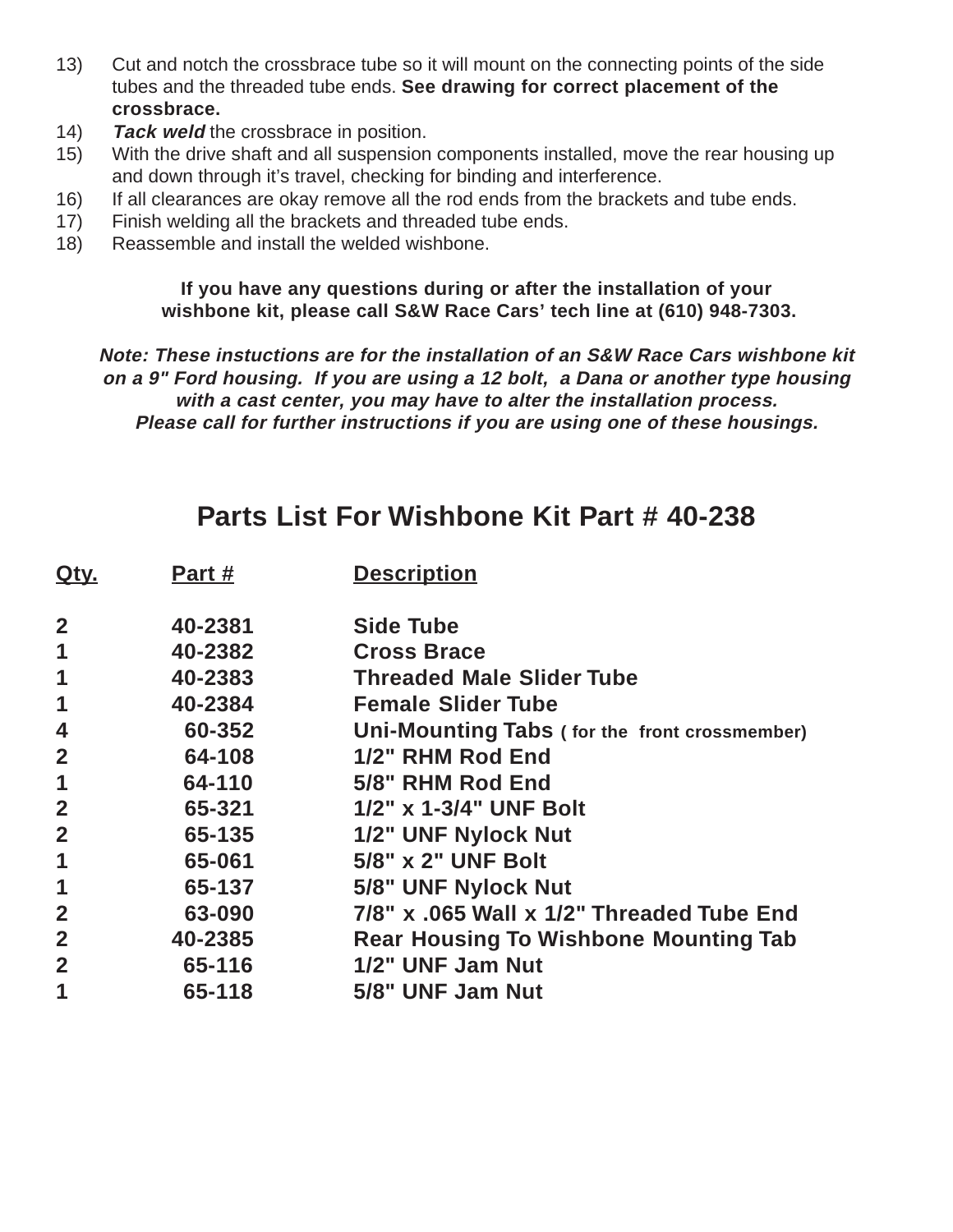13) Cut and notch the crossbrace tube so it will mount on the connecting points of the side tubes and the threaded tube ends. **See drawing for correct placement of the crossbrace.**
14) ***Tack weld*** the crossbrace in position.
15) With the drive shaft and all suspension components installed, move the rear housing up and down through it's travel, checking for binding and interference.
16) If all clearances are okay remove all the rod ends from the brackets and tube ends.
17) Finish welding all the brackets and threaded tube ends.
18) Reassemble and install the welded wishbone.

**If you have any questions during or after the installation of your wishbone kit, please call S&W Race Cars' tech line at (610) 948-7303.**

***Note: These instuctions are for the installation of an S&W Race Cars wishbone kit on a 9" Ford housing. If you are using a 12 bolt, a Dana or another type housing with a cast center, you may have to alter the installation process. Please call for further instructions if you are using one of these housings.***

## Parts List For Wishbone Kit Part # 40-238

| Qty. | Part # | Description |
|---|---|---|
| 2 | 40-2381 | Side Tube |
| 1 | 40-2382 | Cross Brace |
| 1 | 40-2383 | Threaded Male Slider Tube |
| 1 | 40-2384 | Female Slider Tube |
| 4 | 60-352 | Uni-Mounting Tabs ( for the front crossmember) |
| 2 | 64-108 | 1/2" RHM Rod End |
| 1 | 64-110 | 5/8" RHM Rod End |
| 2 | 65-321 | 1/2" x 1-3/4" UNF Bolt |
| 2 | 65-135 | 1/2" UNF Nylock Nut |
| 1 | 65-061 | 5/8" x 2" UNF Bolt |
| 1 | 65-137 | 5/8" UNF Nylock Nut |
| 2 | 63-090 | 7/8" x .065 Wall x 1/2" Threaded Tube End |
| 2 | 40-2385 | Rear Housing To Wishbone Mounting Tab |
| 2 | 65-116 | 1/2" UNF Jam Nut |
| 1 | 65-118 | 5/8" UNF Jam Nut |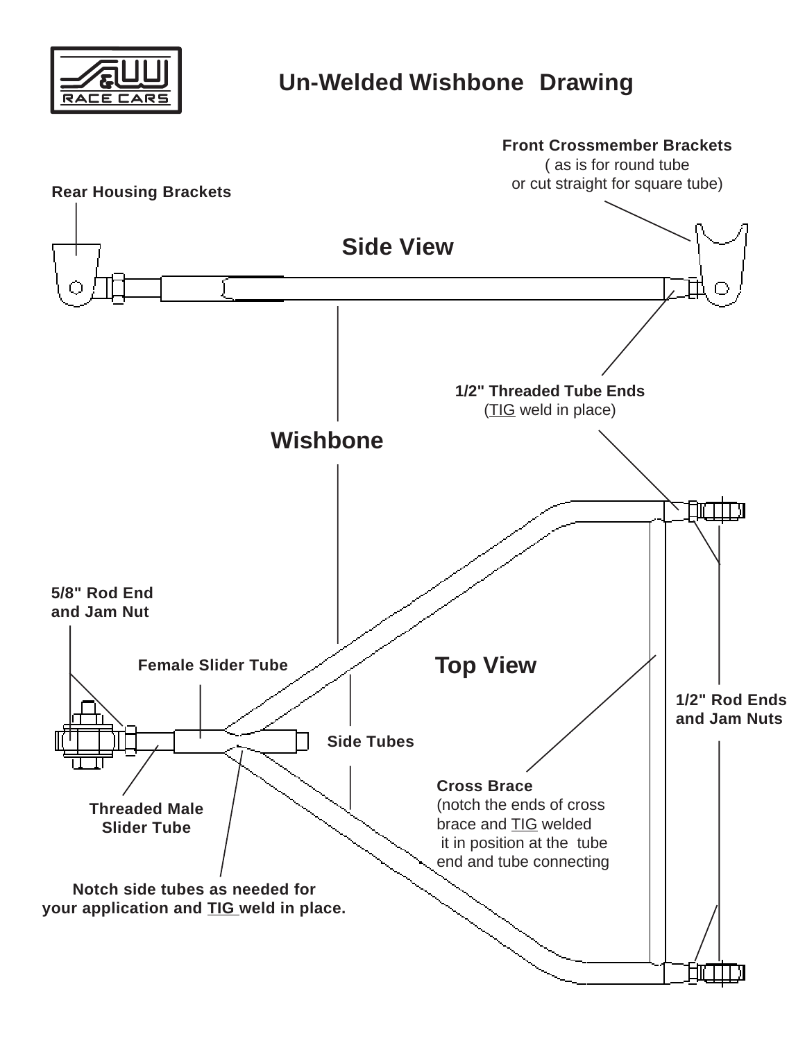# Un-Welded Wishbone Drawing

## Side View

Rear Housing Brackets

Front Crossmember Brackets
( as is for round tube
or cut straight for square tube)

1/2" Threaded Tube Ends
(TIG weld in place)

Wishbone

## Top View

5/8" Rod End
and Jam Nut

Female Slider Tube

Side Tubes

1/2" Rod Ends
and Jam Nuts

Threaded Male
Slider Tube

Cross Brace
(notch the ends of cross
brace and TIG welded
it in position at the tube
end and tube connecting

Notch side tubes as needed for
your application and TIG weld in place.